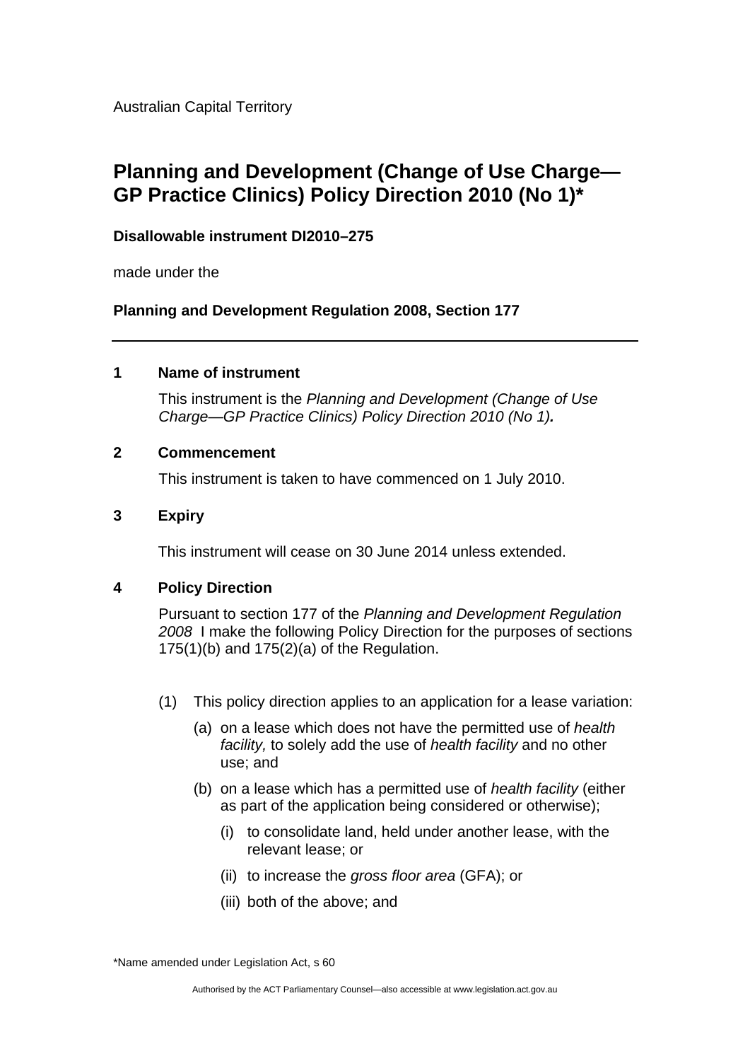Australian Capital Territory

# Planning and Development (Change of Use Charge—GP Practice Clinics) Policy Direction 2010 (No 1)*

**Disallowable instrument DI2010–275**

made under the

**Planning and Development Regulation 2008, Section 177**

---

## 1 Name of instrument

This instrument is the *Planning and Development (Change of Use Charge—GP Practice Clinics) Policy Direction 2010 (No 1)****.***

## 2 Commencement

This instrument is taken to have commenced on 1 July 2010.

## 3 Expiry

This instrument will cease on 30 June 2014 unless extended.

## 4 Policy Direction

Pursuant to section 177 of the *Planning and Development Regulation 2008* I make the following Policy Direction for the purposes of sections 175(1)(b) and 175(2)(a) of the Regulation.

(1) This policy direction applies to an application for a lease variation:

(a) on a lease which does not have the permitted use of *health facility,* to solely add the use of *health facility* and no other use; and

(b) on a lease which has a permitted use of *health facility* (either as part of the application being considered or otherwise);

(i) to consolidate land, held under another lease, with the relevant lease; or

(ii) to increase the *gross floor area* (GFA); or

(iii) both of the above; and

*Name amended under Legislation Act, s 60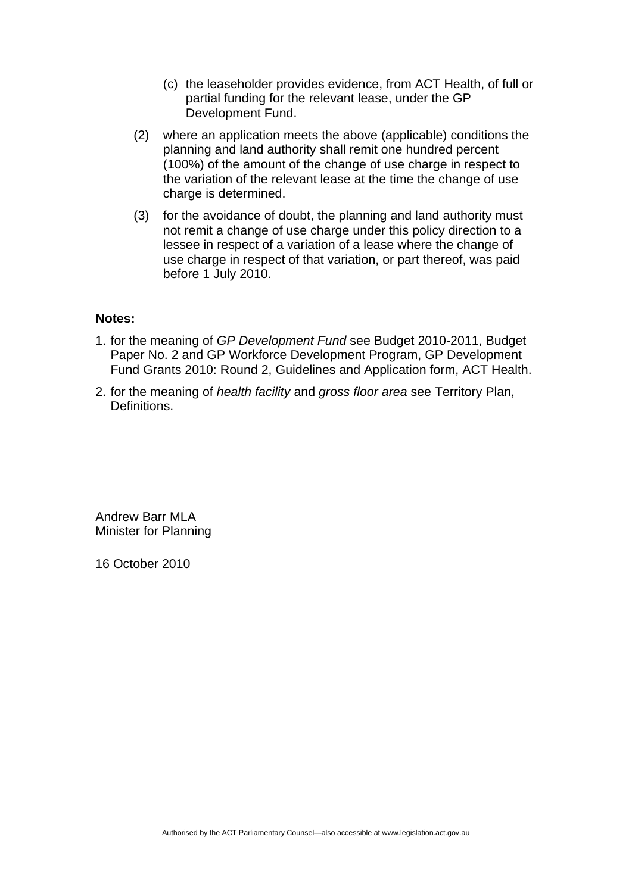(c) the leaseholder provides evidence, from ACT Health, of full or partial funding for the relevant lease, under the GP Development Fund.

(2) where an application meets the above (applicable) conditions the planning and land authority shall remit one hundred percent (100%) of the amount of the change of use charge in respect to the variation of the relevant lease at the time the change of use charge is determined.

(3) for the avoidance of doubt, the planning and land authority must not remit a change of use charge under this policy direction to a lessee in respect of a variation of a lease where the change of use charge in respect of that variation, or part thereof, was paid before 1 July 2010.

**Notes:**

1. for the meaning of *GP Development Fund* see Budget 2010-2011, Budget Paper No. 2 and GP Workforce Development Program, GP Development Fund Grants 2010: Round 2, Guidelines and Application form, ACT Health.
2. for the meaning of *health facility* and *gross floor area* see Territory Plan, Definitions.

Andrew Barr MLA
Minister for Planning

16 October 2010